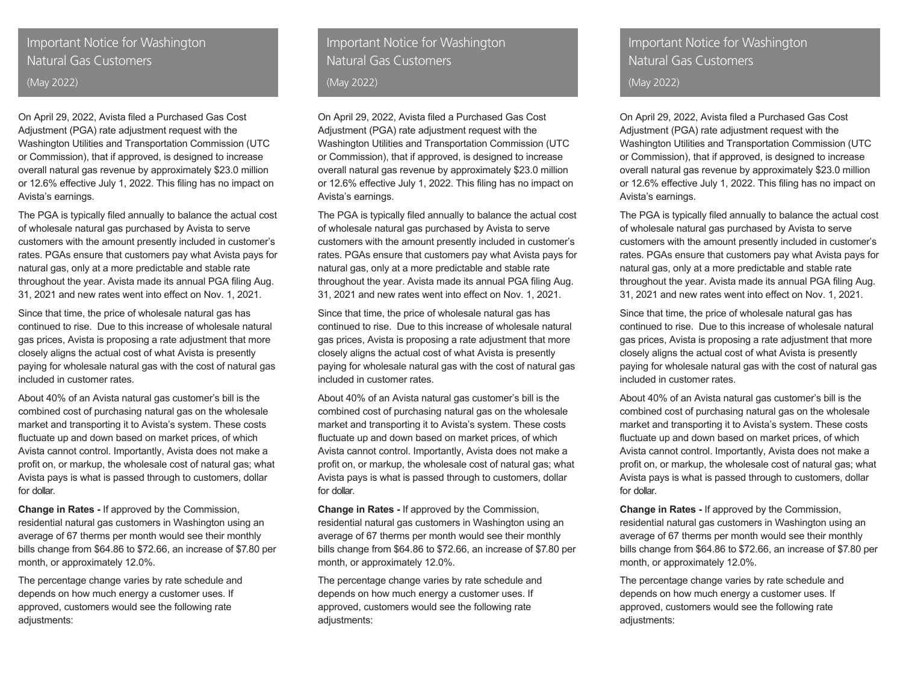# Important Notice for Washington Natural Gas Customers

(May 2022)

On April 29, 2022, Avista filed a Purchased Gas Cost Adjustment (PGA) rate adjustment request with the Washington Utilities and Transportation Commission (UTC or Commission), that if approved, is designed to increase overall natural gas revenue by approximately $23.0 million or 12.6% effective July 1, 2022. This filing has no impact on Avista's earnings.

The PGA is typically filed annually to balance the actual cost of wholesale natural gas purchased by Avista to serve customers with the amount presently included in customer's rates. PGAs ensure that customers pay what Avista pays for natural gas, only at a more predictable and stable rate throughout the year. Avista made its annual PGA filing Aug. 31, 2021 and new rates went into effect on Nov. 1, 2021.

Since that time, the price of wholesale natural gas has continued to rise. Due to this increase of wholesale natural gas prices, Avista is proposing a rate adjustment that more closely aligns the actual cost of what Avista is presently paying for wholesale natural gas with the cost of natural gas included in customer rates.

About 40% of an Avista natural gas customer's bill is the combined cost of purchasing natural gas on the wholesale market and transporting it to Avista's system. These costs fluctuate up and down based on market prices, of which Avista cannot control. Importantly, Avista does not make a profit on, or markup, the wholesale cost of natural gas; what Avista pays is what is passed through to customers, dollar for dollar.

**Change in Rates -** If approved by the Commission, residential natural gas customers in Washington using an average of 67 therms per month would see their monthly bills change from $64.86 to $72.66, an increase of $7.80 per month, or approximately 12.0%.

The percentage change varies by rate schedule and depends on how much energy a customer uses. If approved, customers would see the following rate adjustments:

# Important Notice for Washington Natural Gas Customers

(May 2022)

On April 29, 2022, Avista filed a Purchased Gas Cost Adjustment (PGA) rate adjustment request with the Washington Utilities and Transportation Commission (UTC or Commission), that if approved, is designed to increase overall natural gas revenue by approximately $23.0 million or 12.6% effective July 1, 2022. This filing has no impact on Avista's earnings.

The PGA is typically filed annually to balance the actual cost of wholesale natural gas purchased by Avista to serve customers with the amount presently included in customer's rates. PGAs ensure that customers pay what Avista pays for natural gas, only at a more predictable and stable rate throughout the year. Avista made its annual PGA filing Aug. 31, 2021 and new rates went into effect on Nov. 1, 2021.

Since that time, the price of wholesale natural gas has continued to rise. Due to this increase of wholesale natural gas prices, Avista is proposing a rate adjustment that more closely aligns the actual cost of what Avista is presently paying for wholesale natural gas with the cost of natural gas included in customer rates.

About 40% of an Avista natural gas customer's bill is the combined cost of purchasing natural gas on the wholesale market and transporting it to Avista's system. These costs fluctuate up and down based on market prices, of which Avista cannot control. Importantly, Avista does not make a profit on, or markup, the wholesale cost of natural gas; what Avista pays is what is passed through to customers, dollar for dollar.

**Change in Rates -** If approved by the Commission, residential natural gas customers in Washington using an average of 67 therms per month would see their monthly bills change from $64.86 to $72.66, an increase of $7.80 per month, or approximately 12.0%.

The percentage change varies by rate schedule and depends on how much energy a customer uses. If approved, customers would see the following rate adjustments:

# Important Notice for Washington Natural Gas Customers

(May 2022)

On April 29, 2022, Avista filed a Purchased Gas Cost Adjustment (PGA) rate adjustment request with the Washington Utilities and Transportation Commission (UTC or Commission), that if approved, is designed to increase overall natural gas revenue by approximately $23.0 million or 12.6% effective July 1, 2022. This filing has no impact on Avista's earnings.

The PGA is typically filed annually to balance the actual cost of wholesale natural gas purchased by Avista to serve customers with the amount presently included in customer's rates. PGAs ensure that customers pay what Avista pays for natural gas, only at a more predictable and stable rate throughout the year. Avista made its annual PGA filing Aug. 31, 2021 and new rates went into effect on Nov. 1, 2021.

Since that time, the price of wholesale natural gas has continued to rise. Due to this increase of wholesale natural gas prices, Avista is proposing a rate adjustment that more closely aligns the actual cost of what Avista is presently paying for wholesale natural gas with the cost of natural gas included in customer rates.

About 40% of an Avista natural gas customer's bill is the combined cost of purchasing natural gas on the wholesale market and transporting it to Avista's system. These costs fluctuate up and down based on market prices, of which Avista cannot control. Importantly, Avista does not make a profit on, or markup, the wholesale cost of natural gas; what Avista pays is what is passed through to customers, dollar for dollar.

**Change in Rates -** If approved by the Commission, residential natural gas customers in Washington using an average of 67 therms per month would see their monthly bills change from $64.86 to $72.66, an increase of $7.80 per month, or approximately 12.0%.

The percentage change varies by rate schedule and depends on how much energy a customer uses. If approved, customers would see the following rate adjustments: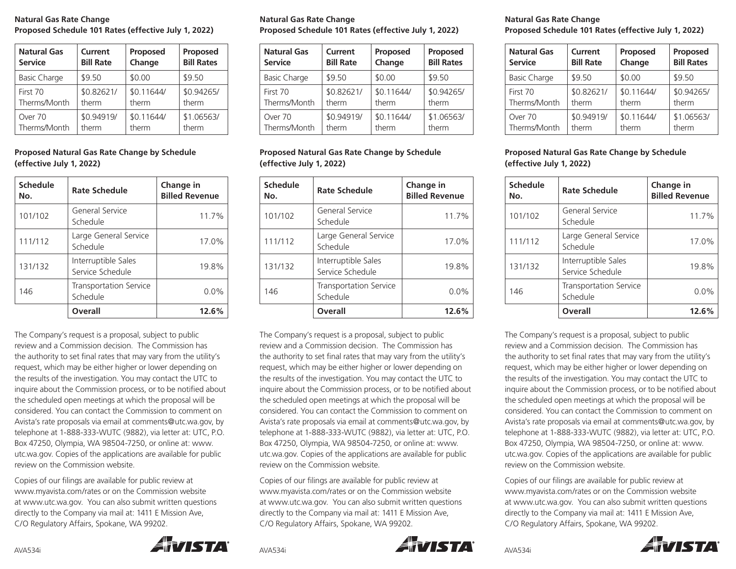**Natural Gas Rate Change**
**Proposed Schedule 101 Rates (effective July 1, 2022)**

| Natural Gas Service | Current Bill Rate | Proposed Change | Proposed Bill Rates |
|---|---|---|---|
| Basic Charge | $9.50 | $0.00 | $9.50 |
| First 70 Therms/Month | $0.82621/ therm | $0.11644/ therm | $0.94265/ therm |
| Over 70 Therms/Month | $0.94919/ therm | $0.11644/ therm | $1.06563/ therm |

**Proposed Natural Gas Rate Change by Schedule (effective July 1, 2022)**

| Schedule No. | Rate Schedule | Change in Billed Revenue |
|---|---|---|
| 101/102 | General Service Schedule | 11.7% |
| 111/112 | Large General Service Schedule | 17.0% |
| 131/132 | Interruptible Sales Service Schedule | 19.8% |
| 146 | Transportation Service Schedule | 0.0% |
| | **Overall** | **12.6%** |

The Company's request is a proposal, subject to public review and a Commission decision. The Commission has the authority to set final rates that may vary from the utility's request, which may be either higher or lower depending on the results of the investigation. You may contact the UTC to inquire about the Commission process, or to be notified about the scheduled open meetings at which the proposal will be considered. You can contact the Commission to comment on Avista's rate proposals via email at comments@utc.wa.gov, by telephone at 1-888-333-WUTC (9882), via letter at: UTC, P.O. Box 47250, Olympia, WA 98504-7250, or online at: www.utc.wa.gov. Copies of the applications are available for public review on the Commission website.

Copies of our filings are available for public review at www.myavista.com/rates or on the Commission website at www.utc.wa.gov. You can also submit written questions directly to the Company via mail at: 1411 E Mission Ave, C/O Regulatory Affairs, Spokane, WA 99202.

AVA534i

**Natural Gas Rate Change**
**Proposed Schedule 101 Rates (effective July 1, 2022)**

| Natural Gas Service | Current Bill Rate | Proposed Change | Proposed Bill Rates |
|---|---|---|---|
| Basic Charge | $9.50 | $0.00 | $9.50 |
| First 70 Therms/Month | $0.82621/ therm | $0.11644/ therm | $0.94265/ therm |
| Over 70 Therms/Month | $0.94919/ therm | $0.11644/ therm | $1.06563/ therm |

**Proposed Natural Gas Rate Change by Schedule (effective July 1, 2022)**

| Schedule No. | Rate Schedule | Change in Billed Revenue |
|---|---|---|
| 101/102 | General Service Schedule | 11.7% |
| 111/112 | Large General Service Schedule | 17.0% |
| 131/132 | Interruptible Sales Service Schedule | 19.8% |
| 146 | Transportation Service Schedule | 0.0% |
| | **Overall** | **12.6%** |

The Company's request is a proposal, subject to public review and a Commission decision. The Commission has the authority to set final rates that may vary from the utility's request, which may be either higher or lower depending on the results of the investigation. You may contact the UTC to inquire about the Commission process, or to be notified about the scheduled open meetings at which the proposal will be considered. You can contact the Commission to comment on Avista's rate proposals via email at comments@utc.wa.gov, by telephone at 1-888-333-WUTC (9882), via letter at: UTC, P.O. Box 47250, Olympia, WA 98504-7250, or online at: www.utc.wa.gov. Copies of the applications are available for public review on the Commission website.

Copies of our filings are available for public review at www.myavista.com/rates or on the Commission website at www.utc.wa.gov. You can also submit written questions directly to the Company via mail at: 1411 E Mission Ave, C/O Regulatory Affairs, Spokane, WA 99202.

AVA534i

**Natural Gas Rate Change**
**Proposed Schedule 101 Rates (effective July 1, 2022)**

| Natural Gas Service | Current Bill Rate | Proposed Change | Proposed Bill Rates |
|---|---|---|---|
| Basic Charge | $9.50 | $0.00 | $9.50 |
| First 70 Therms/Month | $0.82621/ therm | $0.11644/ therm | $0.94265/ therm |
| Over 70 Therms/Month | $0.94919/ therm | $0.11644/ therm | $1.06563/ therm |

**Proposed Natural Gas Rate Change by Schedule (effective July 1, 2022)**

| Schedule No. | Rate Schedule | Change in Billed Revenue |
|---|---|---|
| 101/102 | General Service Schedule | 11.7% |
| 111/112 | Large General Service Schedule | 17.0% |
| 131/132 | Interruptible Sales Service Schedule | 19.8% |
| 146 | Transportation Service Schedule | 0.0% |
| | **Overall** | **12.6%** |

The Company's request is a proposal, subject to public review and a Commission decision. The Commission has the authority to set final rates that may vary from the utility's request, which may be either higher or lower depending on the results of the investigation. You may contact the UTC to inquire about the Commission process, or to be notified about the scheduled open meetings at which the proposal will be considered. You can contact the Commission to comment on Avista's rate proposals via email at comments@utc.wa.gov, by telephone at 1-888-333-WUTC (9882), via letter at: UTC, P.O. Box 47250, Olympia, WA 98504-7250, or online at: www.utc.wa.gov. Copies of the applications are available for public review on the Commission website.

Copies of our filings are available for public review at www.myavista.com/rates or on the Commission website at www.utc.wa.gov. You can also submit written questions directly to the Company via mail at: 1411 E Mission Ave, C/O Regulatory Affairs, Spokane, WA 99202.

AVA534i